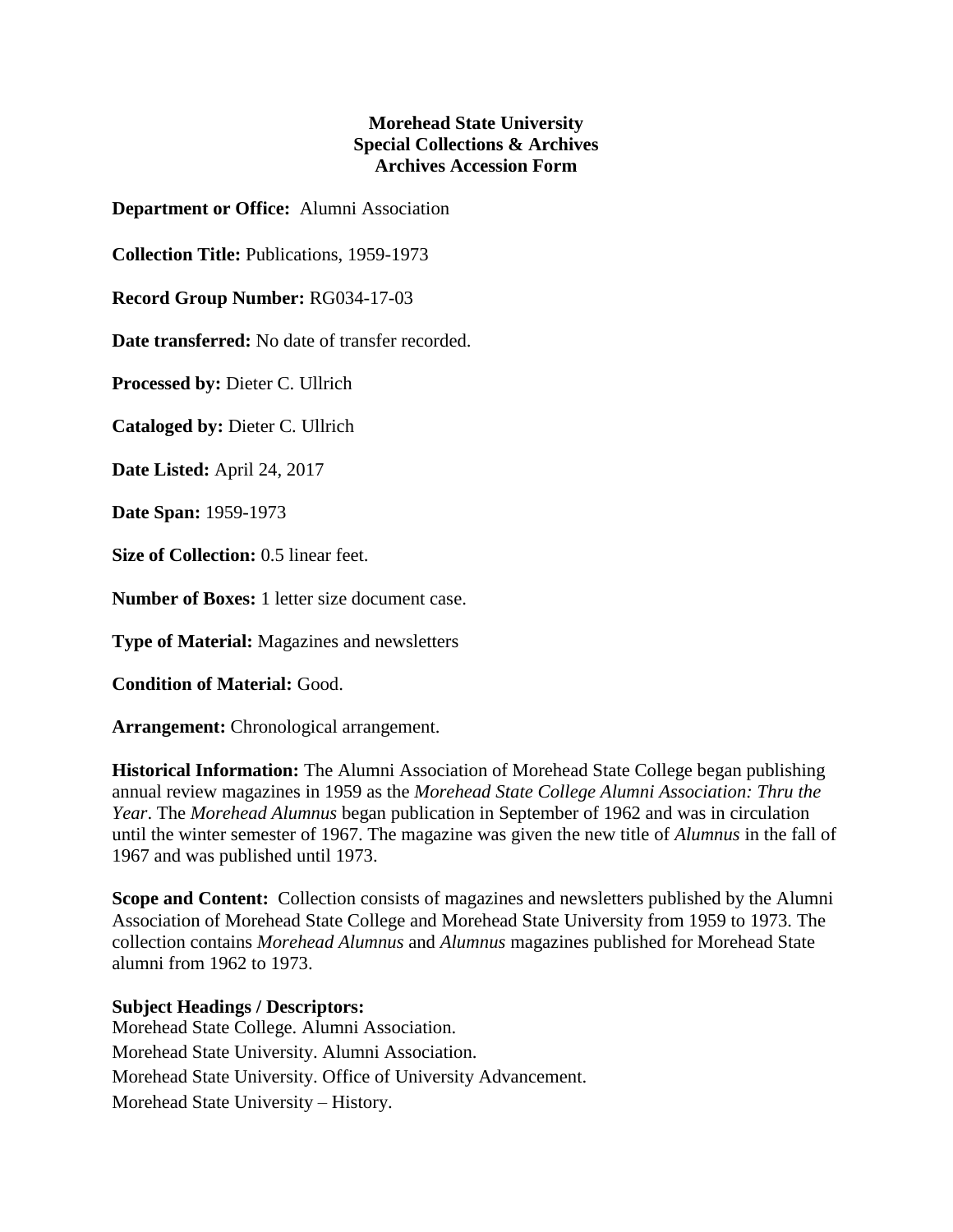**Morehead State University**
**Special Collections & Archives**
**Archives Accession Form**

**Department or Office:** Alumni Association

**Collection Title:** Publications, 1959-1973

**Record Group Number:** RG034-17-03

**Date transferred:** No date of transfer recorded.

**Processed by:** Dieter C. Ullrich

**Cataloged by:** Dieter C. Ullrich

**Date Listed:** April 24, 2017

**Date Span:** 1959-1973

**Size of Collection:** 0.5 linear feet.

**Number of Boxes:** 1 letter size document case.

**Type of Material:** Magazines and newsletters

**Condition of Material:** Good.

**Arrangement:** Chronological arrangement.

**Historical Information:** The Alumni Association of Morehead State College began publishing annual review magazines in 1959 as the *Morehead State College Alumni Association: Thru the Year*. The *Morehead Alumnus* began publication in September of 1962 and was in circulation until the winter semester of 1967. The magazine was given the new title of *Alumnus* in the fall of 1967 and was published until 1973.

**Scope and Content:** Collection consists of magazines and newsletters published by the Alumni Association of Morehead State College and Morehead State University from 1959 to 1973. The collection contains *Morehead Alumnus* and *Alumnus* magazines published for Morehead State alumni from 1962 to 1973.

**Subject Headings / Descriptors:**

Morehead State College. Alumni Association.

Morehead State University. Alumni Association.

Morehead State University. Office of University Advancement.

Morehead State University – History.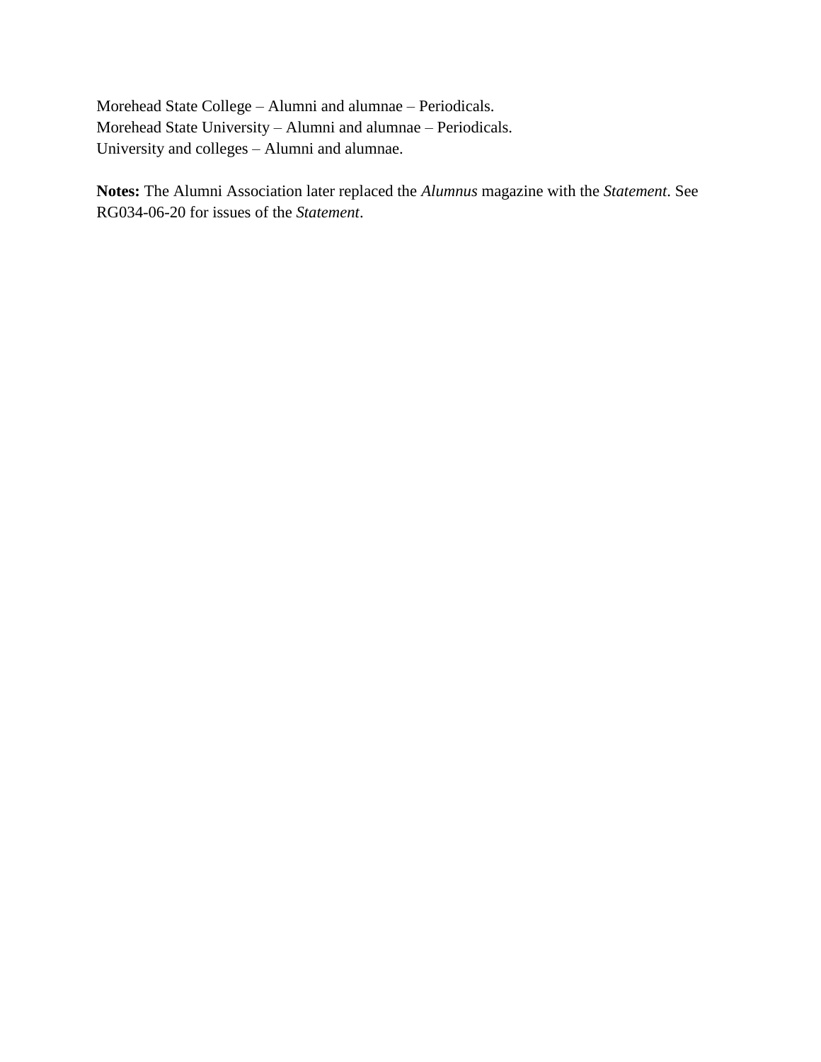Morehead State College – Alumni and alumnae – Periodicals.
Morehead State University – Alumni and alumnae – Periodicals.
University and colleges – Alumni and alumnae.

**Notes:** The Alumni Association later replaced the *Alumnus* magazine with the *Statement*. See RG034-06-20 for issues of the *Statement*.